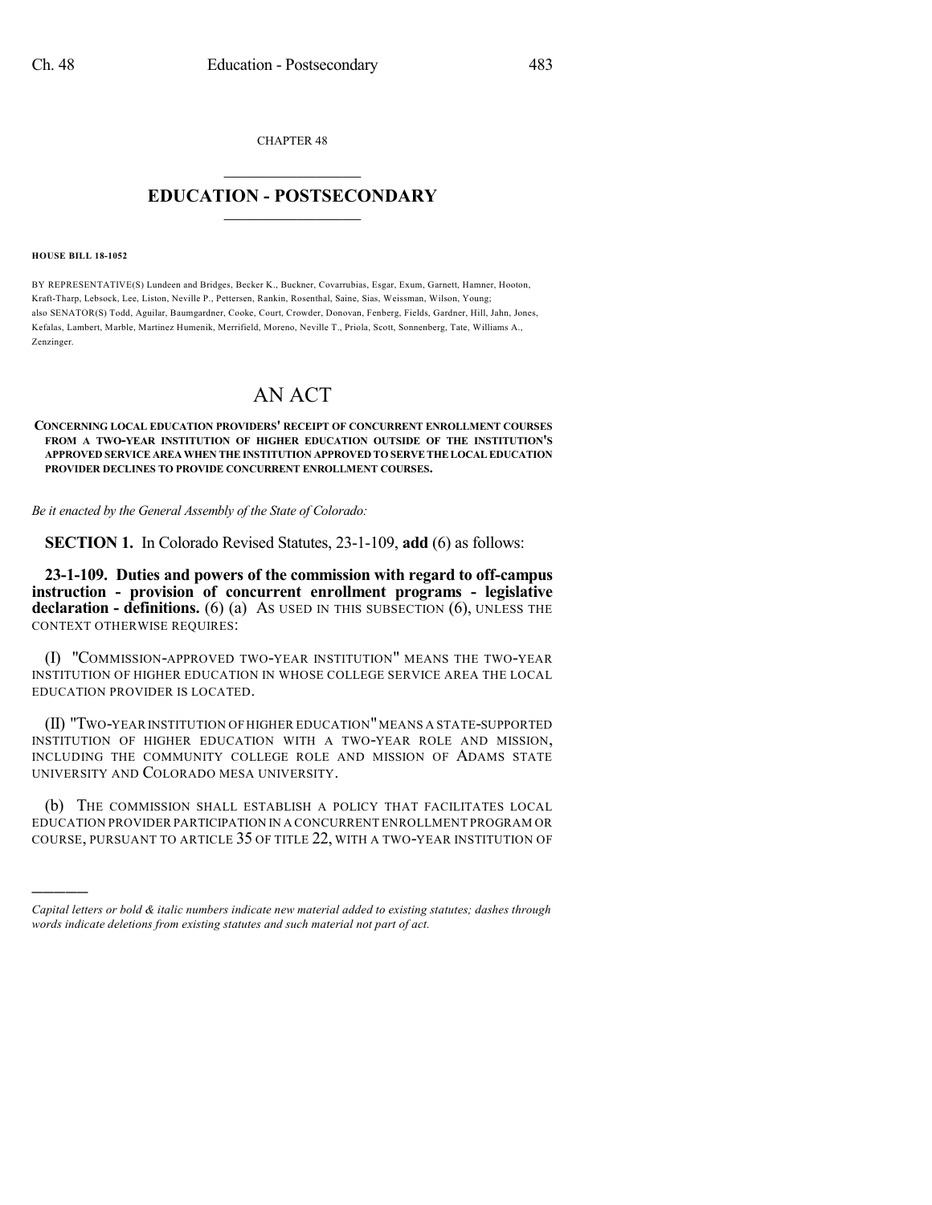CHAPTER 48

# EDUCATION - POSTSECONDARY

**HOUSE BILL 18-1052**

BY REPRESENTATIVE(S) Lundeen and Bridges, Becker K., Buckner, Covarrubias, Esgar, Exum, Garnett, Hamner, Hooton, Kraft-Tharp, Lebsock, Lee, Liston, Neville P., Pettersen, Rankin, Rosenthal, Saine, Sias, Weissman, Wilson, Young; also SENATOR(S) Todd, Aguilar, Baumgardner, Cooke, Court, Crowder, Donovan, Fenberg, Fields, Gardner, Hill, Jahn, Jones, Kefalas, Lambert, Marble, Martinez Humenik, Merrifield, Moreno, Neville T., Priola, Scott, Sonnenberg, Tate, Williams A., Zenzinger.

# AN ACT

**CONCERNING LOCAL EDUCATION PROVIDERS' RECEIPT OF CONCURRENT ENROLLMENT COURSES FROM A TWO-YEAR INSTITUTION OF HIGHER EDUCATION OUTSIDE OF THE INSTITUTION'S APPROVED SERVICE AREA WHEN THE INSTITUTION APPROVED TO SERVE THE LOCAL EDUCATION PROVIDER DECLINES TO PROVIDE CONCURRENT ENROLLMENT COURSES.**

*Be it enacted by the General Assembly of the State of Colorado:*

**SECTION 1.** In Colorado Revised Statutes, 23-1-109, **add** (6) as follows:

**23-1-109. Duties and powers of the commission with regard to off-campus instruction - provision of concurrent enrollment programs - legislative declaration - definitions.** (6) (a) AS USED IN THIS SUBSECTION (6), UNLESS THE CONTEXT OTHERWISE REQUIRES:

(I) "COMMISSION-APPROVED TWO-YEAR INSTITUTION" MEANS THE TWO-YEAR INSTITUTION OF HIGHER EDUCATION IN WHOSE COLLEGE SERVICE AREA THE LOCAL EDUCATION PROVIDER IS LOCATED.

(II) "TWO-YEAR INSTITUTION OF HIGHER EDUCATION" MEANS A STATE-SUPPORTED INSTITUTION OF HIGHER EDUCATION WITH A TWO-YEAR ROLE AND MISSION, INCLUDING THE COMMUNITY COLLEGE ROLE AND MISSION OF ADAMS STATE UNIVERSITY AND COLORADO MESA UNIVERSITY.

(b) THE COMMISSION SHALL ESTABLISH A POLICY THAT FACILITATES LOCAL EDUCATION PROVIDER PARTICIPATION IN A CONCURRENT ENROLLMENT PROGRAM OR COURSE, PURSUANT TO ARTICLE 35 OF TITLE 22, WITH A TWO-YEAR INSTITUTION OF

---

*Capital letters or bold & italic numbers indicate new material added to existing statutes; dashes through words indicate deletions from existing statutes and such material not part of act.*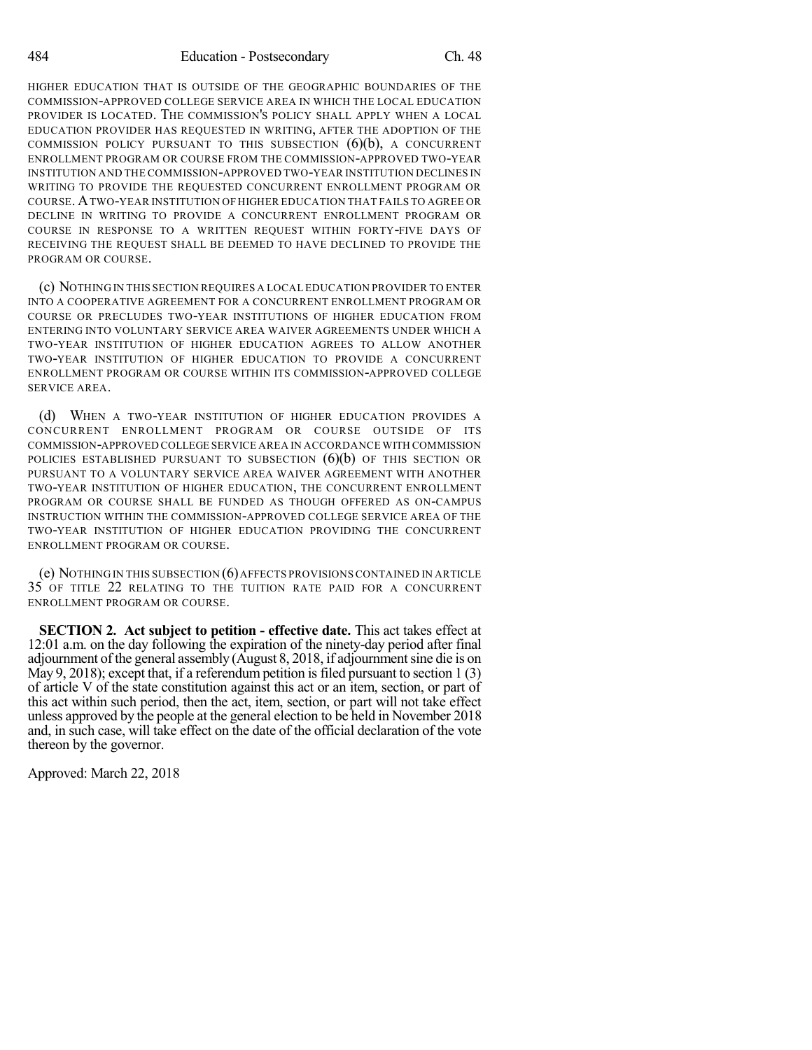HIGHER EDUCATION THAT IS OUTSIDE OF THE GEOGRAPHIC BOUNDARIES OF THE COMMISSION-APPROVED COLLEGE SERVICE AREA IN WHICH THE LOCAL EDUCATION PROVIDER IS LOCATED. THE COMMISSION'S POLICY SHALL APPLY WHEN A LOCAL EDUCATION PROVIDER HAS REQUESTED IN WRITING, AFTER THE ADOPTION OF THE COMMISSION POLICY PURSUANT TO THIS SUBSECTION (6)(b), A CONCURRENT ENROLLMENT PROGRAM OR COURSE FROM THE COMMISSION-APPROVED TWO-YEAR INSTITUTION AND THE COMMISSION-APPROVED TWO-YEAR INSTITUTION DECLINES IN WRITING TO PROVIDE THE REQUESTED CONCURRENT ENROLLMENT PROGRAM OR COURSE. A TWO-YEAR INSTITUTION OF HIGHER EDUCATION THAT FAILS TO AGREE OR DECLINE IN WRITING TO PROVIDE A CONCURRENT ENROLLMENT PROGRAM OR COURSE IN RESPONSE TO A WRITTEN REQUEST WITHIN FORTY-FIVE DAYS OF RECEIVING THE REQUEST SHALL BE DEEMED TO HAVE DECLINED TO PROVIDE THE PROGRAM OR COURSE.

(c) NOTHING IN THIS SECTION REQUIRES A LOCAL EDUCATION PROVIDER TO ENTER INTO A COOPERATIVE AGREEMENT FOR A CONCURRENT ENROLLMENT PROGRAM OR COURSE OR PRECLUDES TWO-YEAR INSTITUTIONS OF HIGHER EDUCATION FROM ENTERING INTO VOLUNTARY SERVICE AREA WAIVER AGREEMENTS UNDER WHICH A TWO-YEAR INSTITUTION OF HIGHER EDUCATION AGREES TO ALLOW ANOTHER TWO-YEAR INSTITUTION OF HIGHER EDUCATION TO PROVIDE A CONCURRENT ENROLLMENT PROGRAM OR COURSE WITHIN ITS COMMISSION-APPROVED COLLEGE SERVICE AREA.

(d) WHEN A TWO-YEAR INSTITUTION OF HIGHER EDUCATION PROVIDES A CONCURRENT ENROLLMENT PROGRAM OR COURSE OUTSIDE OF ITS COMMISSION-APPROVED COLLEGE SERVICE AREA IN ACCORDANCE WITH COMMISSION POLICIES ESTABLISHED PURSUANT TO SUBSECTION (6)(b) OF THIS SECTION OR PURSUANT TO A VOLUNTARY SERVICE AREA WAIVER AGREEMENT WITH ANOTHER TWO-YEAR INSTITUTION OF HIGHER EDUCATION, THE CONCURRENT ENROLLMENT PROGRAM OR COURSE SHALL BE FUNDED AS THOUGH OFFERED AS ON-CAMPUS INSTRUCTION WITHIN THE COMMISSION-APPROVED COLLEGE SERVICE AREA OF THE TWO-YEAR INSTITUTION OF HIGHER EDUCATION PROVIDING THE CONCURRENT ENROLLMENT PROGRAM OR COURSE.

(e) NOTHING IN THIS SUBSECTION (6) AFFECTS PROVISIONS CONTAINED IN ARTICLE 35 OF TITLE 22 RELATING TO THE TUITION RATE PAID FOR A CONCURRENT ENROLLMENT PROGRAM OR COURSE.

**SECTION 2. Act subject to petition - effective date.** This act takes effect at 12:01 a.m. on the day following the expiration of the ninety-day period after final adjournment of the general assembly (August 8, 2018, if adjournment sine die is on May 9, 2018); except that, if a referendum petition is filed pursuant to section 1 (3) of article V of the state constitution against this act or an item, section, or part of this act within such period, then the act, item, section, or part will not take effect unless approved by the people at the general election to be held in November 2018 and, in such case, will take effect on the date of the official declaration of the vote thereon by the governor.

Approved: March 22, 2018